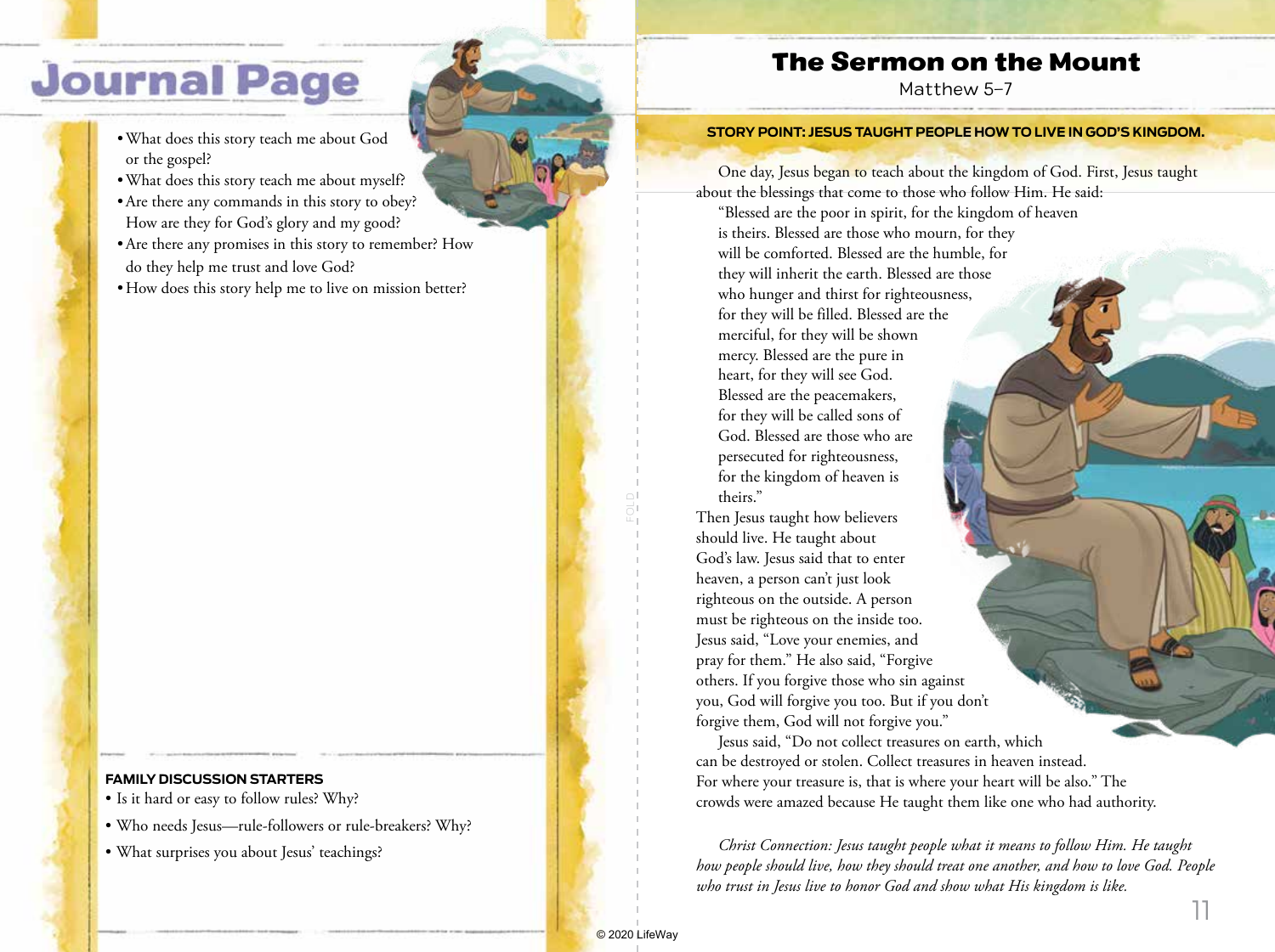# Journal Page

- What does this story teach me about God or the gospel?
- What does this story teach me about myself?
- Are there any commands in this story to obey? How are they for God's glory and my good?
- Are there any promises in this story to remember? How do they help me trust and love God?
- How does this story help me to live on mission better?

**FAMILY DISCUSSION STARTERS**

- Is it hard or easy to follow rules? Why?
- Who needs Jesus—rule-followers or rule-breakers? Why?
- What surprises you about Jesus' teachings?

# The Sermon on the Mount

Matthew 5–7

**STORY POINT: JESUS TAUGHT PEOPLE HOW TO LIVE IN GOD'S KINGDOM.**

One day, Jesus began to teach about the kingdom of God. First, Jesus taught about the blessings that come to those who follow Him. He said:

"Blessed are the poor in spirit, for the kingdom of heaven is theirs. Blessed are those who mourn, for they will be comforted. Blessed are the humble, for they will inherit the earth. Blessed are those who hunger and thirst for righteousness, for they will be filled. Blessed are the merciful, for they will be shown mercy. Blessed are the pure in heart, for they will see God. Blessed are the peacemakers, for they will be called sons of God. Blessed are those who are persecuted for righteousness, for the kingdom of heaven is theirs."

Then Jesus taught how believers should live. He taught about God's law. Jesus said that to enter heaven, a person can't just look righteous on the outside. A person must be righteous on the inside too. Jesus said, "Love your enemies, and pray for them." He also said, "Forgive others. If you forgive those who sin against you, God will forgive you too. But if you don't forgive them, God will not forgive you."

Jesus said, "Do not collect treasures on earth, which can be destroyed or stolen. Collect treasures in heaven instead. For where your treasure is, that is where your heart will be also." The crowds were amazed because He taught them like one who had authority.

*Christ Connection: Jesus taught people what it means to follow Him. He taught how people should live, how they should treat one another, and how to love God. People who trust in Jesus live to honor God and show what His kingdom is like.*

© 2020 LifeWay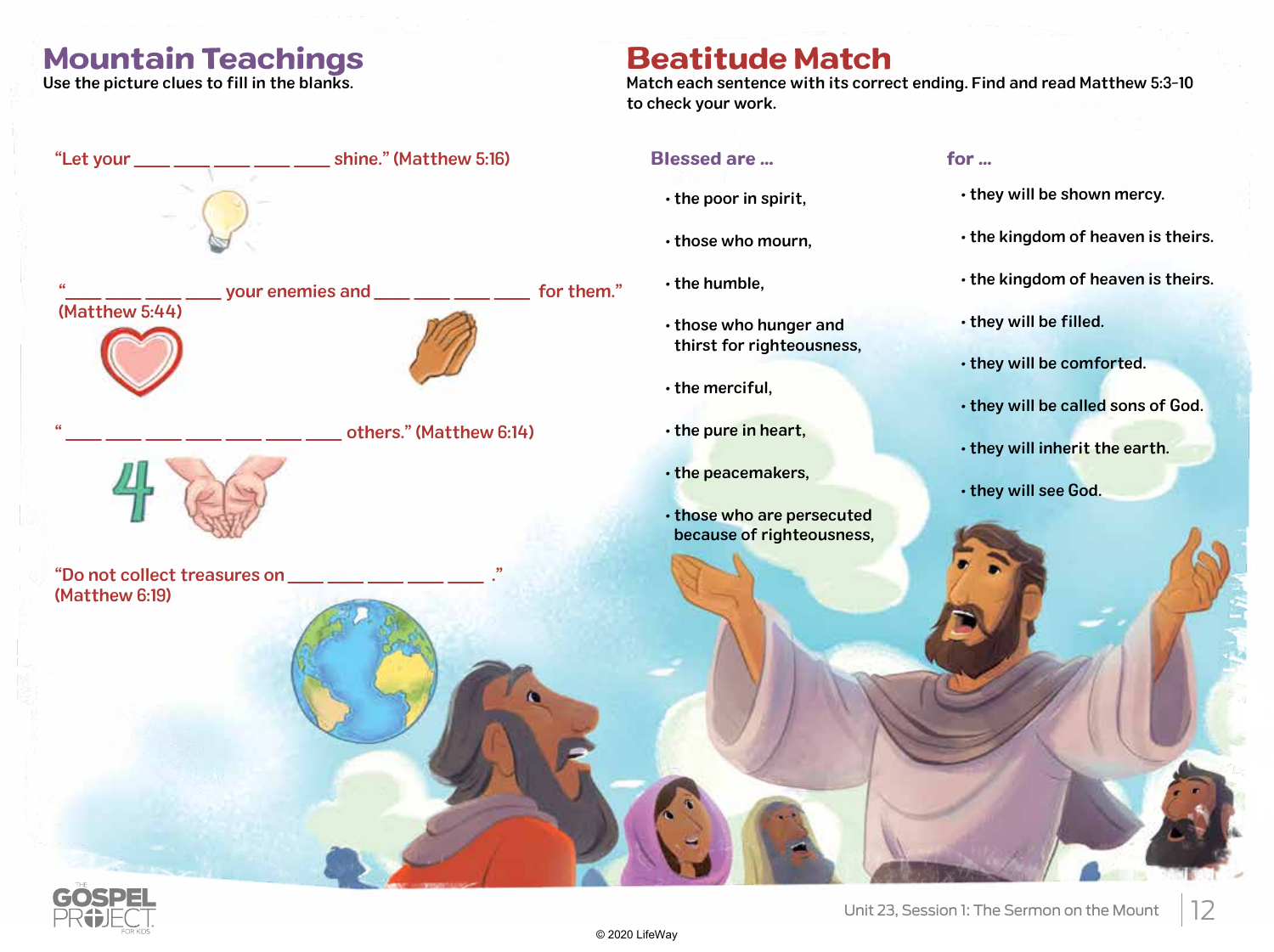## Mountain Teachings

Use the picture clues to fill in the blanks.

"Let your ____ ____ ____ ____ ____ shine." (Matthew 5:16)

"____ ____ ____ ____ your enemies and ____ ____ ____ ____ for them." (Matthew 5:44)

"____ ____ ____ ____ ____ ____ ____ others." (Matthew 6:14)

"Do not collect treasures on ____ ____ ____ ____ ____ ." (Matthew 6:19)

## Beatitude Match

Match each sentence with its correct ending. Find and read Matthew 5:3-10 to check your work.

**Blessed are ...**

- the poor in spirit,
- those who mourn,
- the humble,
- those who hunger and thirst for righteousness,
- the merciful,
- the pure in heart,
- the peacemakers,
- those who are persecuted because of righteousness,

**for ...**

- they will be shown mercy.
- the kingdom of heaven is theirs.
- the kingdom of heaven is theirs.
- they will be filled.
- they will be comforted.
- they will be called sons of God.
- they will inherit the earth.
- they will see God.

Unit 23, Session 1: The Sermon on the Mount

© 2020 LifeWay